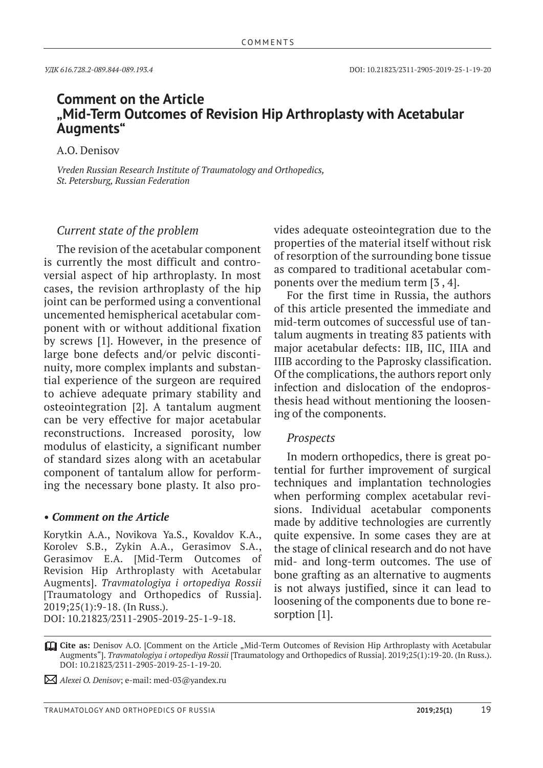УДК 616.728.2-089.844-089.193.4

DOI: 10.21823/2311-2905-2019-25-1-19-20

# Comment on the Article „Mid-Term Outcomes of Revision Hip Arthroplasty with Acetabular Augments“

A.O. Denisov

*Vreden Russian Research Institute of Traumatology and Orthopedics, St. Petersburg, Russian Federation*

## *Current state of the problem*

The revision of the acetabular component is currently the most difficult and controversial aspect of hip arthroplasty. In most cases, the revision arthroplasty of the hip joint can be performed using a conventional uncemented hemispherical acetabular component with or without additional fixation by screws [1]. However, in the presence of large bone defects and/or pelvic discontinuity, more complex implants and substantial experience of the surgeon are required to achieve adequate primary stability and osteointegration [2]. A tantalum augment can be very effective for major acetabular reconstructions. Increased porosity, low modulus of elasticity, a significant number of standard sizes along with an acetabular component of tantalum allow for performing the necessary bone plasty. It also provides adequate osteointegration due to the properties of the material itself without risk of resorption of the surrounding bone tissue as compared to traditional acetabular components over the medium term [3 , 4].

For the first time in Russia, the authors of this article presented the immediate and mid-term outcomes of successful use of tantalum augments in treating 83 patients with major acetabular defects: IIB, IIC, IIIA and IIIB according to the Paprosky classification. Of the complications, the authors report only infection and dislocation of the endoprosthesis head without mentioning the loosening of the components.

## *Prospects*

In modern orthopedics, there is great potential for further improvement of surgical techniques and implantation technologies when performing complex acetabular revisions. Individual acetabular components made by additive technologies are currently quite expensive. In some cases they are at the stage of clinical research and do not have mid- and long-term outcomes. The use of bone grafting as an alternative to augments is not always justified, since it can lead to loosening of the components due to bone resorption [1].

***• Comment on the Article***

Korytkin A.A., Novikova Ya.S., Kovaldov K.A., Korolev S.B., Zykin A.A., Gerasimov S.A., Gerasimov E.A. [Mid-Term Outcomes of Revision Hip Arthroplasty with Acetabular Augments]. *Travmatologiya i ortopediya Rossii* [Traumatology and Orthopedics of Russia]. 2019;25(1):9-18. (In Russ.).
DOI: 10.21823/2311-2905-2019-25-1-9-18.

**Cite as:** Denisov A.O. [Comment on the Article „Mid-Term Outcomes of Revision Hip Arthroplasty with Acetabular Augments“]. *Travmatologiya i ortopediya Rossii* [Traumatology and Orthopedics of Russia]. 2019;25(1):19-20. (In Russ.). DOI: 10.21823/2311-2905-2019-25-1-19-20.

*Alexei O. Denisov*; e-mail: med-03@yandex.ru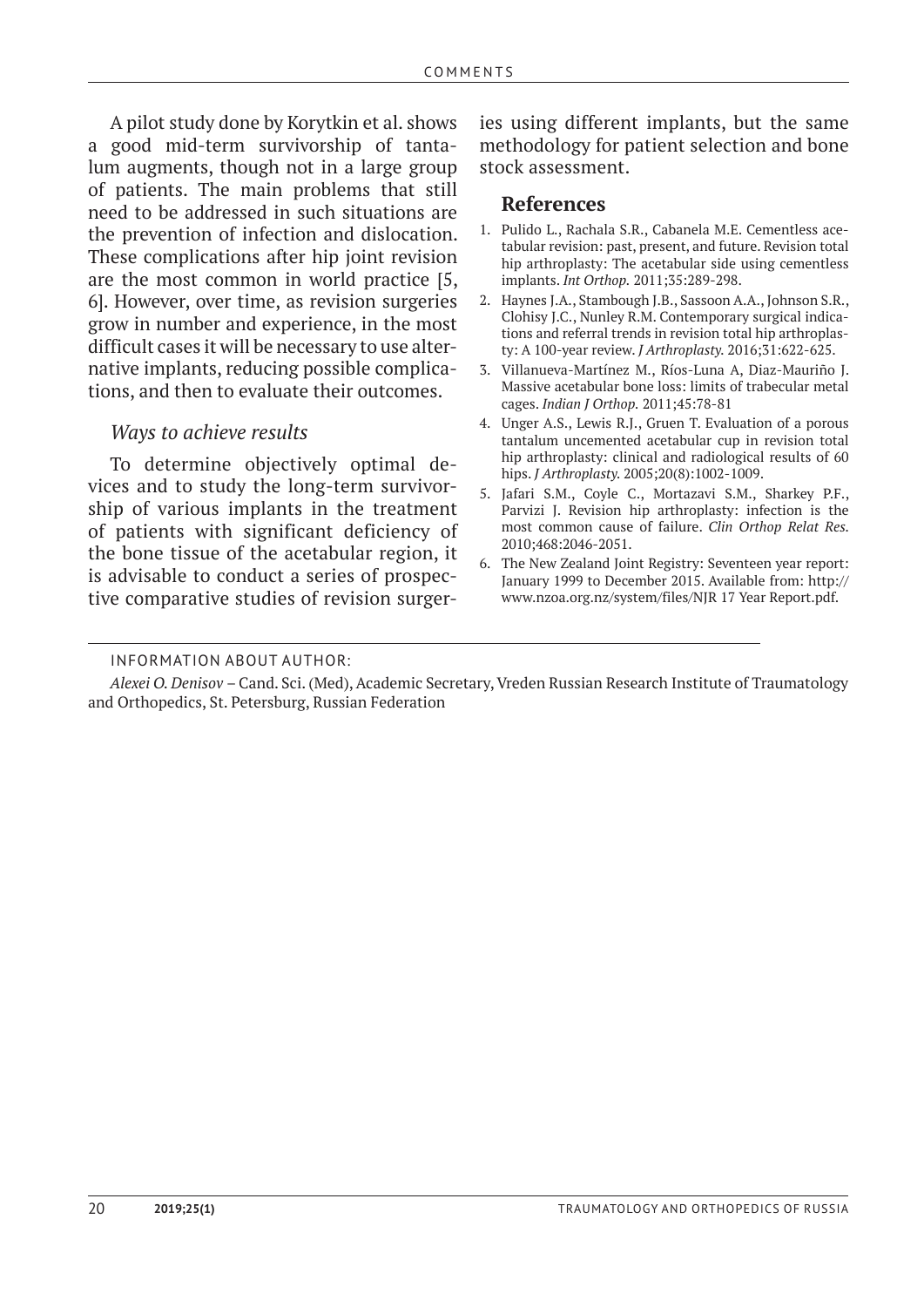A pilot study done by Korytkin et al. shows a good mid-term survivorship of tantalum augments, though not in a large group of patients. The main problems that still need to be addressed in such situations are the prevention of infection and dislocation. These complications after hip joint revision are the most common in world practice [5, 6]. However, over time, as revision surgeries grow in number and experience, in the most difficult cases it will be necessary to use alternative implants, reducing possible complications, and then to evaluate their outcomes.

### *Ways to achieve results*

To determine objectively optimal devices and to study the long-term survivorship of various implants in the treatment of patients with significant deficiency of the bone tissue of the acetabular region, it is advisable to conduct a series of prospective comparative studies of revision surgeries using different implants, but the same methodology for patient selection and bone stock assessment.

## References

1. Pulido L., Rachala S.R., Cabanela M.E. Cementless acetabular revision: past, present, and future. Revision total hip arthroplasty: The acetabular side using cementless implants. *Int Orthop.* 2011;35:289-298.
2. Haynes J.A., Stambough J.B., Sassoon A.A., Johnson S.R., Clohisy J.C., Nunley R.M. Contemporary surgical indications and referral trends in revision total hip arthroplasty: A 100-year review. *J Arthroplasty.* 2016;31:622-625.
3. Villanueva-Martínez M., Ríos-Luna A, Diaz-Mauriño J. Massive acetabular bone loss: limits of trabecular metal cages. *Indian J Orthop.* 2011;45:78-81
4. Unger A.S., Lewis R.J., Gruen T. Evaluation of a porous tantalum uncemented acetabular cup in revision total hip arthroplasty: clinical and radiological results of 60 hips. *J Arthroplasty.* 2005;20(8):1002-1009.
5. Jafari S.M., Coyle C., Mortazavi S.M., Sharkey P.F., Parvizi J. Revision hip arthroplasty: infection is the most common cause of failure. *Clin Orthop Relat Res.* 2010;468:2046-2051.
6. The New Zealand Joint Registry: Seventeen year report: January 1999 to December 2015. Available from: http://www.nzoa.org.nz/system/files/NJR 17 Year Report.pdf.

INFORMATION ABOUT AUTHOR:

*Alexei O. Denisov* – Cand. Sci. (Med), Academic Secretary, Vreden Russian Research Institute of Traumatology and Orthopedics, St. Petersburg, Russian Federation